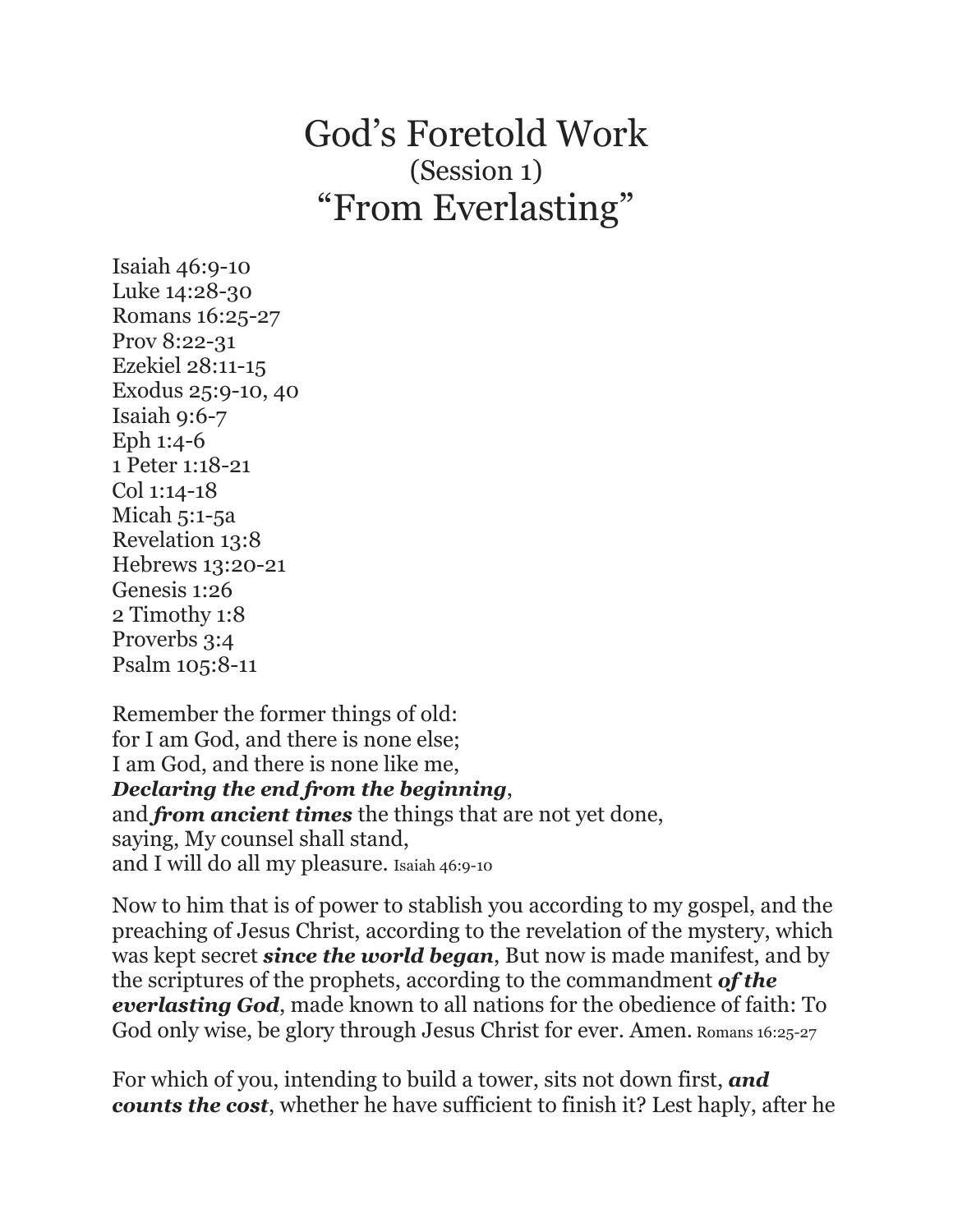# God's Foretold Work

(Session 1)

## "From Everlasting"

Isaiah 46:9-10
Luke 14:28-30
Romans 16:25-27
Prov 8:22-31
Ezekiel 28:11-15
Exodus 25:9-10, 40
Isaiah 9:6-7
Eph 1:4-6
1 Peter 1:18-21
Col 1:14-18
Micah 5:1-5a
Revelation 13:8
Hebrews 13:20-21
Genesis 1:26
2 Timothy 1:8
Proverbs 3:4
Psalm 105:8-11

Remember the former things of old:
for I am God, and there is none else;
I am God, and there is none like me,
***Declaring the end from the beginning***,
and ***from ancient times*** the things that are not yet done,
saying, My counsel shall stand,
and I will do all my pleasure. Isaiah 46:9-10

Now to him that is of power to stablish you according to my gospel, and the preaching of Jesus Christ, according to the revelation of the mystery, which was kept secret ***since the world began***, But now is made manifest, and by the scriptures of the prophets, according to the commandment ***of the everlasting God***, made known to all nations for the obedience of faith: To God only wise, be glory through Jesus Christ for ever. Amen. Romans 16:25-27

For which of you, intending to build a tower, sits not down first, ***and counts the cost***, whether he have sufficient to finish it? Lest haply, after he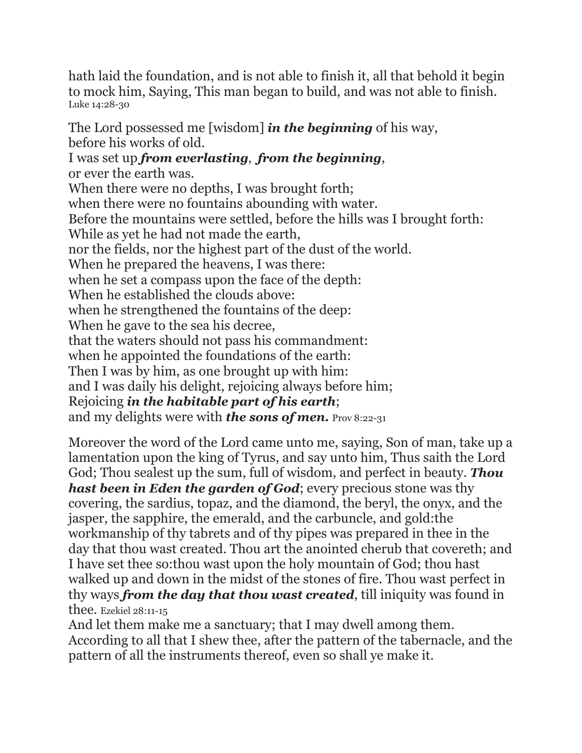hath laid the foundation, and is not able to finish it, all that behold it begin to mock him, Saying, This man began to build, and was not able to finish. Luke 14:28-30

The Lord possessed me [wisdom] ***in the beginning*** of his way,  
before his works of old.  
I was set up ***from everlasting***, ***from the beginning***,  
or ever the earth was.  
When there were no depths, I was brought forth;  
when there were no fountains abounding with water.  
Before the mountains were settled, before the hills was I brought forth:  
While as yet he had not made the earth,  
nor the fields, nor the highest part of the dust of the world.  
When he prepared the heavens, I was there:  
when he set a compass upon the face of the depth:  
When he established the clouds above:  
when he strengthened the fountains of the deep:  
When he gave to the sea his decree,  
that the waters should not pass his commandment:  
when he appointed the foundations of the earth:  
Then I was by him, as one brought up with him:  
and I was daily his delight, rejoicing always before him;  
Rejoicing ***in the habitable part of his earth***;  
and my delights were with ***the sons of men.*** Prov 8:22-31

Moreover the word of the Lord came unto me, saying, Son of man, take up a lamentation upon the king of Tyrus, and say unto him, Thus saith the Lord God; Thou sealest up the sum, full of wisdom, and perfect in beauty. ***Thou hast been in Eden the garden of God***; every precious stone was thy covering, the sardius, topaz, and the diamond, the beryl, the onyx, and the jasper, the sapphire, the emerald, and the carbuncle, and gold:the workmanship of thy tabrets and of thy pipes was prepared in thee in the day that thou wast created. Thou art the anointed cherub that covereth; and I have set thee so:thou wast upon the holy mountain of God; thou hast walked up and down in the midst of the stones of fire. Thou wast perfect in thy ways ***from the day that thou wast created***, till iniquity was found in thee. Ezekiel 28:11-15

And let them make me a sanctuary; that I may dwell among them. According to all that I shew thee, after the pattern of the tabernacle, and the pattern of all the instruments thereof, even so shall ye make it.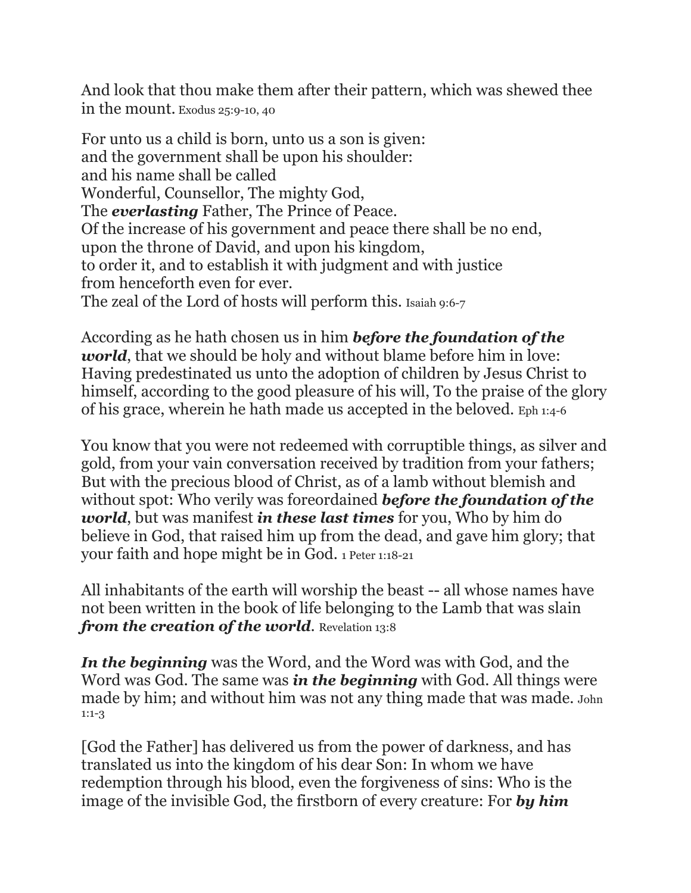And look that thou make them after their pattern, which was shewed thee in the mount. Exodus 25:9-10, 40

For unto us a child is born, unto us a son is given:
and the government shall be upon his shoulder:
and his name shall be called
Wonderful, Counsellor, The mighty God,
The ***everlasting*** Father, The Prince of Peace.
Of the increase of his government and peace there shall be no end,
upon the throne of David, and upon his kingdom,
to order it, and to establish it with judgment and with justice
from henceforth even for ever.
The zeal of the Lord of hosts will perform this. Isaiah 9:6-7

According as he hath chosen us in him ***before the foundation of the world***, that we should be holy and without blame before him in love: Having predestinated us unto the adoption of children by Jesus Christ to himself, according to the good pleasure of his will, To the praise of the glory of his grace, wherein he hath made us accepted in the beloved. Eph 1:4-6

You know that you were not redeemed with corruptible things, as silver and gold, from your vain conversation received by tradition from your fathers; But with the precious blood of Christ, as of a lamb without blemish and without spot: Who verily was foreordained ***before the foundation of the world***, but was manifest ***in these last times*** for you, Who by him do believe in God, that raised him up from the dead, and gave him glory; that your faith and hope might be in God. 1 Peter 1:18-21

All inhabitants of the earth will worship the beast -- all whose names have not been written in the book of life belonging to the Lamb that was slain ***from the creation of the world***. Revelation 13:8

***In the beginning*** was the Word, and the Word was with God, and the Word was God. The same was ***in the beginning*** with God. All things were made by him; and without him was not any thing made that was made. John 1:1-3

[God the Father] has delivered us from the power of darkness, and has translated us into the kingdom of his dear Son: In whom we have redemption through his blood, even the forgiveness of sins: Who is the image of the invisible God, the firstborn of every creature: For ***by him***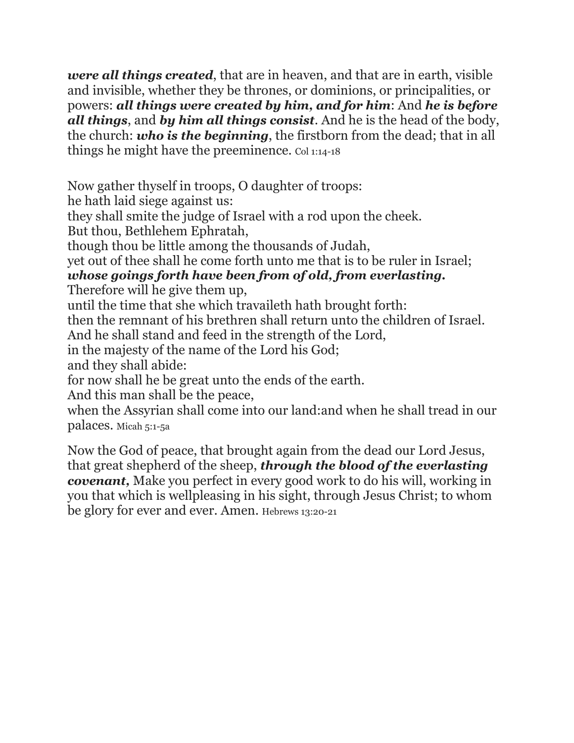***were all things created***, that are in heaven, and that are in earth, visible and invisible, whether they be thrones, or dominions, or principalities, or powers: ***all things were created by him, and for him***: And ***he is before all things***, and ***by him all things consist***. And he is the head of the body, the church: ***who is the beginning***, the firstborn from the dead; that in all things he might have the preeminence. Col 1:14-18

Now gather thyself in troops, O daughter of troops:
he hath laid siege against us:
they shall smite the judge of Israel with a rod upon the cheek.
But thou, Bethlehem Ephratah,
though thou be little among the thousands of Judah,
yet out of thee shall he come forth unto me that is to be ruler in Israel;
***whose goings forth have been from of old, from everlasting.***
Therefore will he give them up,
until the time that she which travaileth hath brought forth:
then the remnant of his brethren shall return unto the children of Israel.
And he shall stand and feed in the strength of the Lord,
in the majesty of the name of the Lord his God;
and they shall abide:
for now shall he be great unto the ends of the earth.
And this man shall be the peace,
when the Assyrian shall come into our land:and when he shall tread in our palaces. Micah 5:1-5a

Now the God of peace, that brought again from the dead our Lord Jesus, that great shepherd of the sheep, ***through the blood of the everlasting covenant,*** Make you perfect in every good work to do his will, working in you that which is wellpleasing in his sight, through Jesus Christ; to whom be glory for ever and ever. Amen. Hebrews 13:20-21